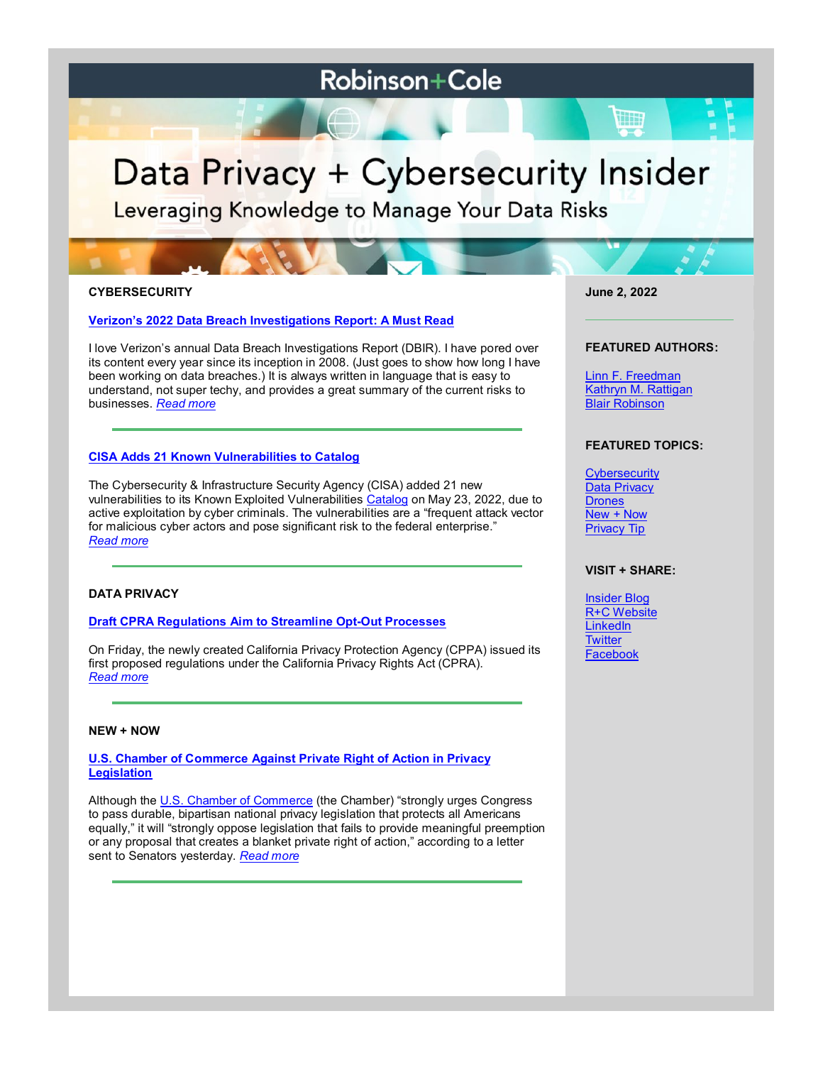# Robinson+Cole

# Data Privacy + Cybersecurity Insider

Leveraging Knowledge to Manage Your Data Risks

## CYBERSECURITY

### Verizon's 2022 Data Breach Investigations Report: A Must Read

I love Verizon's annual Data Breach Investigations Report (DBIR). I have pored over its content every year since its inception in 2008. (Just goes to show how long I have been working on data breaches.) It is always written in language that is easy to understand, not super techy, and provides a great summary of the current risks to businesses. *Read more*

---

### CISA Adds 21 Known Vulnerabilities to Catalog

The Cybersecurity & Infrastructure Security Agency (CISA) added 21 new vulnerabilities to its Known Exploited Vulnerabilities Catalog on May 23, 2022, due to active exploitation by cyber criminals. The vulnerabilities are a "frequent attack vector for malicious cyber actors and pose significant risk to the federal enterprise." *Read more*

---

## DATA PRIVACY

### Draft CPRA Regulations Aim to Streamline Opt-Out Processes

On Friday, the newly created California Privacy Protection Agency (CPPA) issued its first proposed regulations under the California Privacy Rights Act (CPRA). *Read more*

---

## NEW + NOW

### U.S. Chamber of Commerce Against Private Right of Action in Privacy Legislation

Although the U.S. Chamber of Commerce (the Chamber) "strongly urges Congress to pass durable, bipartisan national privacy legislation that protects all Americans equally," it will "strongly oppose legislation that fails to provide meaningful preemption or any proposal that creates a blanket private right of action," according to a letter sent to Senators yesterday. *Read more*

---

**June 2, 2022**

**FEATURED AUTHORS:**

Linn F. Freedman
Kathryn M. Rattigan
Blair Robinson

**FEATURED TOPICS:**

Cybersecurity
Data Privacy
Drones
New + Now
Privacy Tip

**VISIT + SHARE:**

Insider Blog
R+C Website
LinkedIn
Twitter
Facebook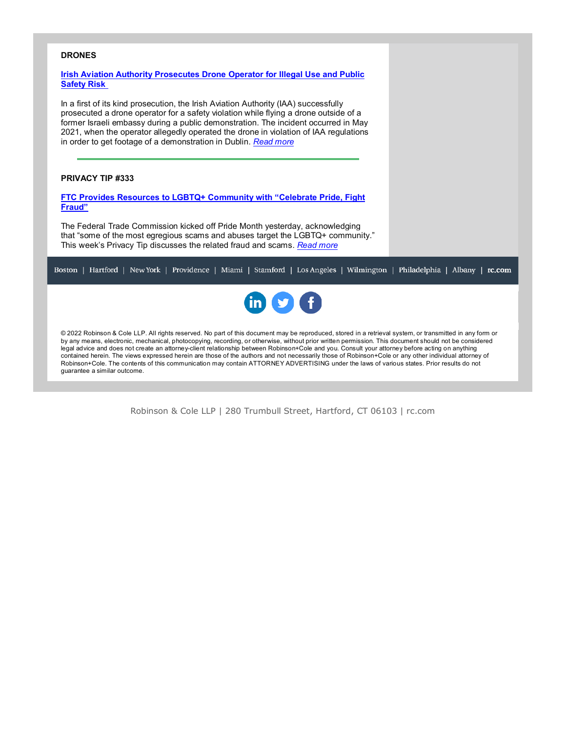**DRONES**

**Irish Aviation Authority Prosecutes Drone Operator for Illegal Use and Public Safety Risk**

In a first of its kind prosecution, the Irish Aviation Authority (IAA) successfully prosecuted a drone operator for a safety violation while flying a drone outside of a former Israeli embassy during a public demonstration. The incident occurred in May 2021, when the operator allegedly operated the drone in violation of IAA regulations in order to get footage of a demonstration in Dublin. *Read more*

---

**PRIVACY TIP #333**

**FTC Provides Resources to LGBTQ+ Community with "Celebrate Pride, Fight Fraud"**

The Federal Trade Commission kicked off Pride Month yesterday, acknowledging that "some of the most egregious scams and abuses target the LGBTQ+ community." This week's Privacy Tip discusses the related fraud and scams. *Read more*

Boston | Hartford | New York | Providence | Miami | Stamford | Los Angeles | Wilmington | Philadelphia | Albany | rc.com

© 2022 Robinson & Cole LLP. All rights reserved. No part of this document may be reproduced, stored in a retrieval system, or transmitted in any form or by any means, electronic, mechanical, photocopying, recording, or otherwise, without prior written permission. This document should not be considered legal advice and does not create an attorney-client relationship between Robinson+Cole and you. Consult your attorney before acting on anything contained herein. The views expressed herein are those of the authors and not necessarily those of Robinson+Cole or any other individual attorney of Robinson+Cole. The contents of this communication may contain ATTORNEY ADVERTISING under the laws of various states. Prior results do not guarantee a similar outcome.

Robinson & Cole LLP | 280 Trumbull Street, Hartford, CT 06103 | rc.com